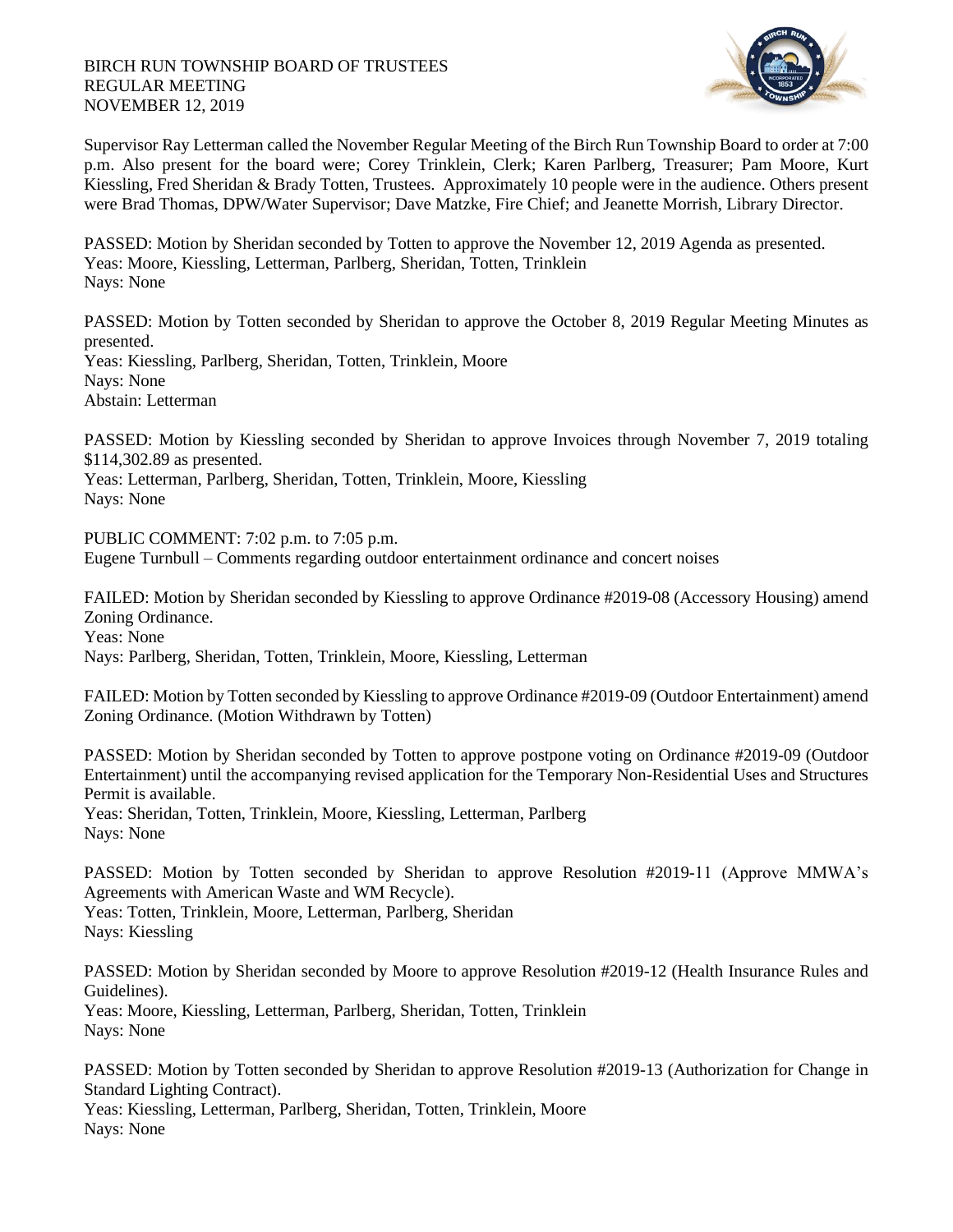BIRCH RUN TOWNSHIP BOARD OF TRUSTEES
REGULAR MEETING
NOVEMBER 12, 2019

Supervisor Ray Letterman called the November Regular Meeting of the Birch Run Township Board to order at 7:00 p.m. Also present for the board were; Corey Trinklein, Clerk; Karen Parlberg, Treasurer; Pam Moore, Kurt Kiessling, Fred Sheridan & Brady Totten, Trustees. Approximately 10 people were in the audience. Others present were Brad Thomas, DPW/Water Supervisor; Dave Matzke, Fire Chief; and Jeanette Morrish, Library Director.

PASSED: Motion by Sheridan seconded by Totten to approve the November 12, 2019 Agenda as presented.
Yeas: Moore, Kiessling, Letterman, Parlberg, Sheridan, Totten, Trinklein
Nays: None

PASSED: Motion by Totten seconded by Sheridan to approve the October 8, 2019 Regular Meeting Minutes as presented.
Yeas: Kiessling, Parlberg, Sheridan, Totten, Trinklein, Moore
Nays: None
Abstain: Letterman

PASSED: Motion by Kiessling seconded by Sheridan to approve Invoices through November 7, 2019 totaling $114,302.89 as presented.
Yeas: Letterman, Parlberg, Sheridan, Totten, Trinklein, Moore, Kiessling
Nays: None

PUBLIC COMMENT: 7:02 p.m. to 7:05 p.m.
Eugene Turnbull – Comments regarding outdoor entertainment ordinance and concert noises

FAILED: Motion by Sheridan seconded by Kiessling to approve Ordinance #2019-08 (Accessory Housing) amend Zoning Ordinance.
Yeas: None
Nays: Parlberg, Sheridan, Totten, Trinklein, Moore, Kiessling, Letterman

FAILED: Motion by Totten seconded by Kiessling to approve Ordinance #2019-09 (Outdoor Entertainment) amend Zoning Ordinance. (Motion Withdrawn by Totten)

PASSED: Motion by Sheridan seconded by Totten to approve postpone voting on Ordinance #2019-09 (Outdoor Entertainment) until the accompanying revised application for the Temporary Non-Residential Uses and Structures Permit is available.
Yeas: Sheridan, Totten, Trinklein, Moore, Kiessling, Letterman, Parlberg
Nays: None

PASSED: Motion by Totten seconded by Sheridan to approve Resolution #2019-11 (Approve MMWA's Agreements with American Waste and WM Recycle).
Yeas: Totten, Trinklein, Moore, Letterman, Parlberg, Sheridan
Nays: Kiessling

PASSED: Motion by Sheridan seconded by Moore to approve Resolution #2019-12 (Health Insurance Rules and Guidelines).
Yeas: Moore, Kiessling, Letterman, Parlberg, Sheridan, Totten, Trinklein
Nays: None

PASSED: Motion by Totten seconded by Sheridan to approve Resolution #2019-13 (Authorization for Change in Standard Lighting Contract).
Yeas: Kiessling, Letterman, Parlberg, Sheridan, Totten, Trinklein, Moore
Nays: None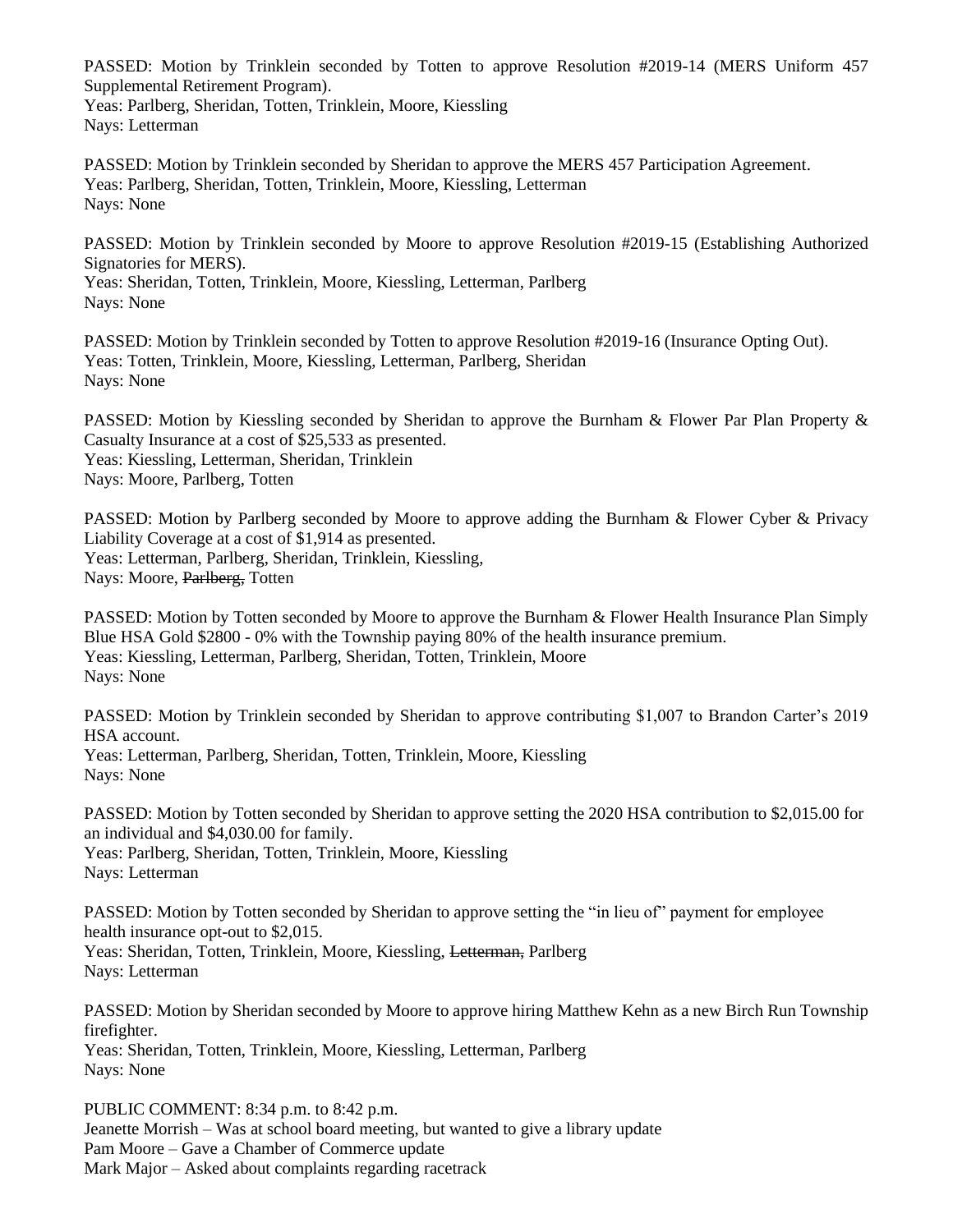PASSED: Motion by Trinklein seconded by Totten to approve Resolution #2019-14 (MERS Uniform 457 Supplemental Retirement Program).
Yeas: Parlberg, Sheridan, Totten, Trinklein, Moore, Kiessling
Nays: Letterman

PASSED: Motion by Trinklein seconded by Sheridan to approve the MERS 457 Participation Agreement.
Yeas: Parlberg, Sheridan, Totten, Trinklein, Moore, Kiessling, Letterman
Nays: None

PASSED: Motion by Trinklein seconded by Moore to approve Resolution #2019-15 (Establishing Authorized Signatories for MERS).
Yeas: Sheridan, Totten, Trinklein, Moore, Kiessling, Letterman, Parlberg
Nays: None

PASSED: Motion by Trinklein seconded by Totten to approve Resolution #2019-16 (Insurance Opting Out).
Yeas: Totten, Trinklein, Moore, Kiessling, Letterman, Parlberg, Sheridan
Nays: None

PASSED: Motion by Kiessling seconded by Sheridan to approve the Burnham & Flower Par Plan Property & Casualty Insurance at a cost of $25,533 as presented.
Yeas: Kiessling, Letterman, Sheridan, Trinklein
Nays: Moore, Parlberg, Totten

PASSED: Motion by Parlberg seconded by Moore to approve adding the Burnham & Flower Cyber & Privacy Liability Coverage at a cost of $1,914 as presented.
Yeas: Letterman, Parlberg, Sheridan, Trinklein, Kiessling,
Nays: Moore, ~~Parlberg,~~ Totten

PASSED: Motion by Totten seconded by Moore to approve the Burnham & Flower Health Insurance Plan Simply Blue HSA Gold $2800 - 0% with the Township paying 80% of the health insurance premium.
Yeas: Kiessling, Letterman, Parlberg, Sheridan, Totten, Trinklein, Moore
Nays: None

PASSED: Motion by Trinklein seconded by Sheridan to approve contributing $1,007 to Brandon Carter's 2019 HSA account.
Yeas: Letterman, Parlberg, Sheridan, Totten, Trinklein, Moore, Kiessling
Nays: None

PASSED: Motion by Totten seconded by Sheridan to approve setting the 2020 HSA contribution to $2,015.00 for an individual and $4,030.00 for family.
Yeas: Parlberg, Sheridan, Totten, Trinklein, Moore, Kiessling
Nays: Letterman

PASSED: Motion by Totten seconded by Sheridan to approve setting the "in lieu of" payment for employee health insurance opt-out to $2,015.
Yeas: Sheridan, Totten, Trinklein, Moore, Kiessling, ~~Letterman,~~ Parlberg
Nays: Letterman

PASSED: Motion by Sheridan seconded by Moore to approve hiring Matthew Kehn as a new Birch Run Township firefighter.
Yeas: Sheridan, Totten, Trinklein, Moore, Kiessling, Letterman, Parlberg
Nays: None

PUBLIC COMMENT: 8:34 p.m. to 8:42 p.m.
Jeanette Morrish – Was at school board meeting, but wanted to give a library update
Pam Moore – Gave a Chamber of Commerce update
Mark Major – Asked about complaints regarding racetrack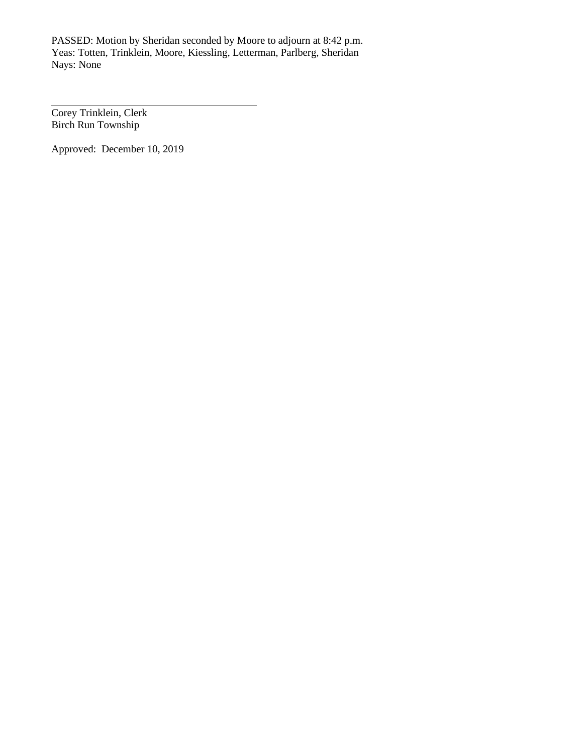PASSED: Motion by Sheridan seconded by Moore to adjourn at 8:42 p.m.
Yeas: Totten, Trinklein, Moore, Kiessling, Letterman, Parlberg, Sheridan
Nays: None

\_\_\_\_\_\_\_\_\_\_\_\_\_\_\_\_\_\_\_\_\_\_\_\_\_\_\_\_\_\_\_\_\_\_\_\_\_\_\_\_
Corey Trinklein, Clerk
Birch Run Township

Approved: December 10, 2019